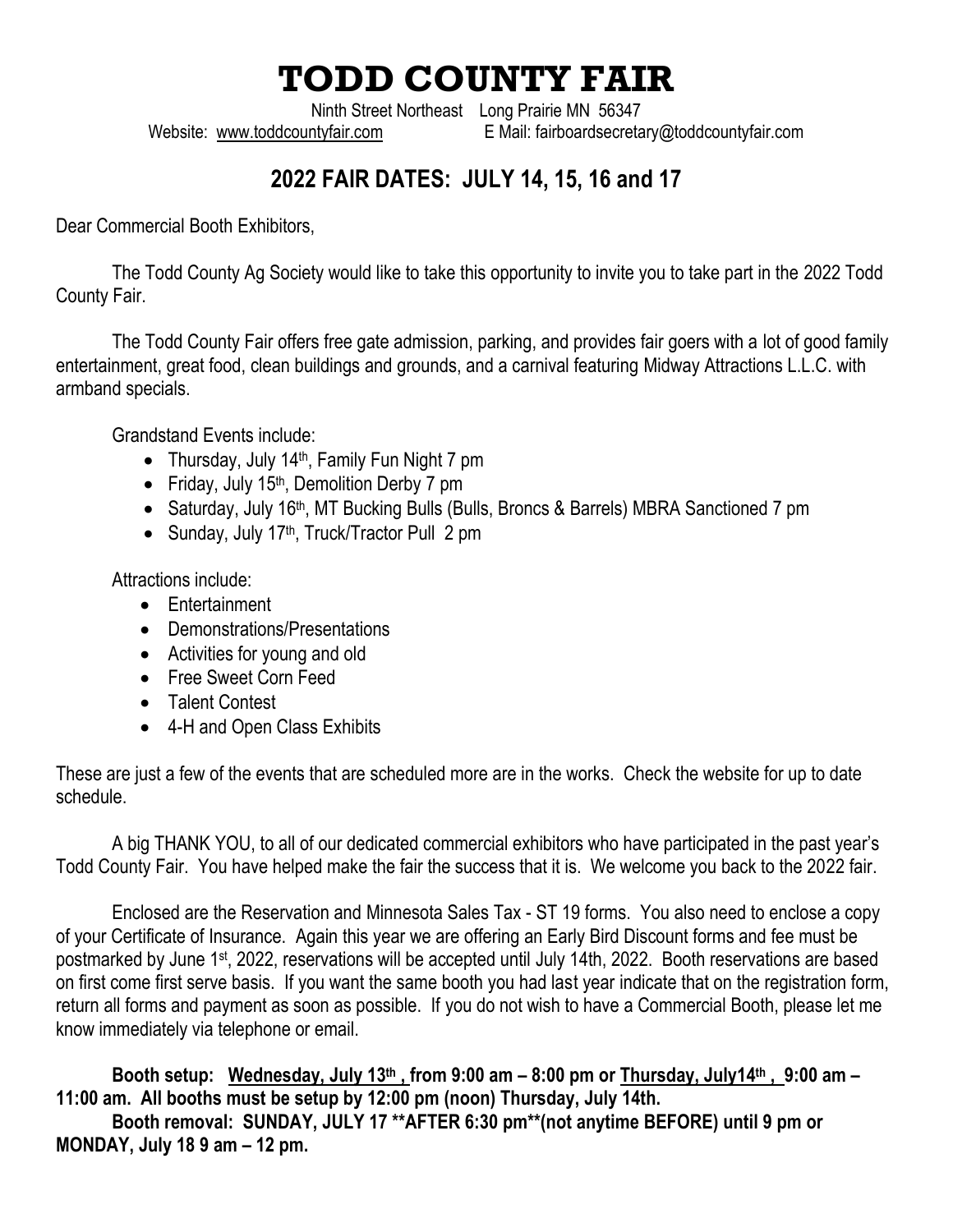# TODD COUNTY FAIR

Ninth Street Northeast Long Prairie MN 56347
Website: www.toddcountyfair.com E Mail: fairboardsecretary@toddcountyfair.com

## 2022 FAIR DATES: JULY 14, 15, 16 and 17

Dear Commercial Booth Exhibitors,

The Todd County Ag Society would like to take this opportunity to invite you to take part in the 2022 Todd County Fair.

The Todd County Fair offers free gate admission, parking, and provides fair goers with a lot of good family entertainment, great food, clean buildings and grounds, and a carnival featuring Midway Attractions L.L.C. with armband specials.

Grandstand Events include:

- Thursday, July 14th, Family Fun Night 7 pm
- Friday, July 15th, Demolition Derby 7 pm
- Saturday, July 16th, MT Bucking Bulls (Bulls, Broncs & Barrels) MBRA Sanctioned 7 pm
- Sunday, July 17th, Truck/Tractor Pull 2 pm

Attractions include:

- Entertainment
- Demonstrations/Presentations
- Activities for young and old
- Free Sweet Corn Feed
- Talent Contest
- 4-H and Open Class Exhibits

These are just a few of the events that are scheduled more are in the works. Check the website for up to date schedule.

A big THANK YOU, to all of our dedicated commercial exhibitors who have participated in the past year's Todd County Fair. You have helped make the fair the success that it is. We welcome you back to the 2022 fair.

Enclosed are the Reservation and Minnesota Sales Tax - ST 19 forms. You also need to enclose a copy of your Certificate of Insurance. Again this year we are offering an Early Bird Discount forms and fee must be postmarked by June 1st, 2022, reservations will be accepted until July 14th, 2022. Booth reservations are based on first come first serve basis. If you want the same booth you had last year indicate that on the registration form, return all forms and payment as soon as possible. If you do not wish to have a Commercial Booth, please let me know immediately via telephone or email.

**Booth setup: Wednesday, July 13th , from 9:00 am – 8:00 pm or Thursday, July14th , 9:00 am – 11:00 am. All booths must be setup by 12:00 pm (noon) Thursday, July 14th.**

**Booth removal: SUNDAY, JULY 17 **AFTER 6:30 pm**(not anytime BEFORE) until 9 pm or MONDAY, July 18 9 am – 12 pm.**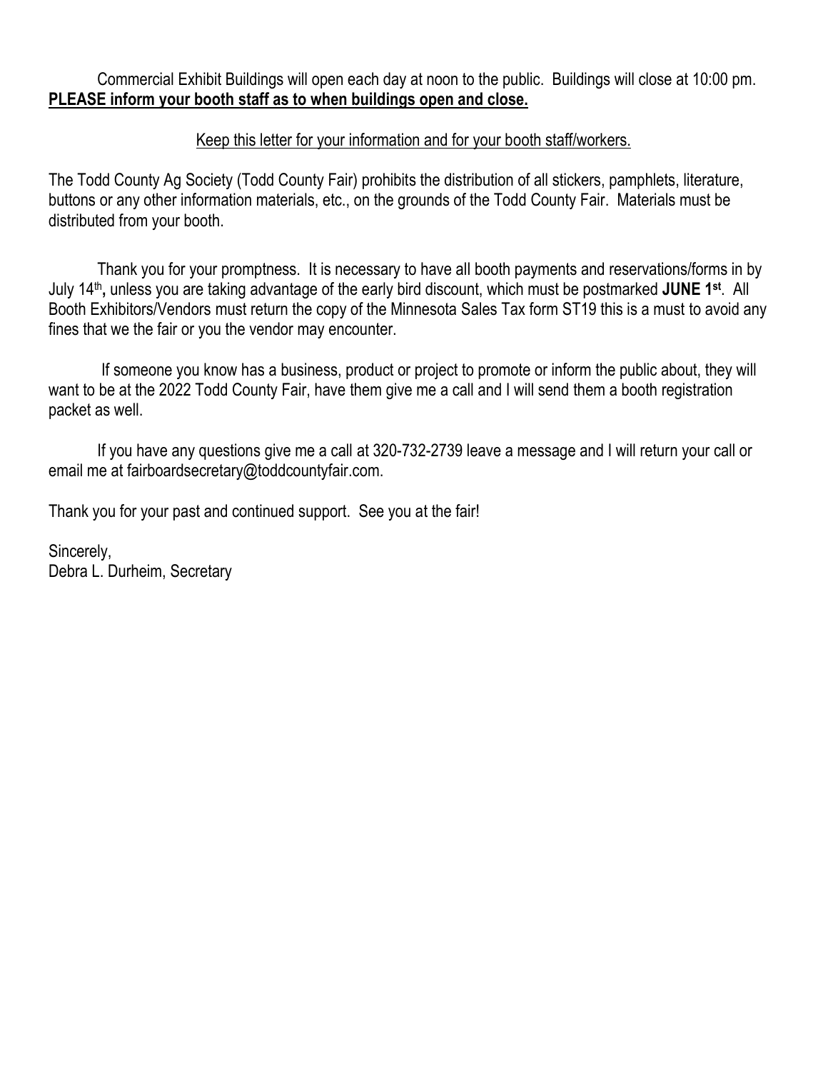Commercial Exhibit Buildings will open each day at noon to the public. Buildings will close at 10:00 pm. **PLEASE inform your booth staff as to when buildings open and close.**

Keep this letter for your information and for your booth staff/workers.

The Todd County Ag Society (Todd County Fair) prohibits the distribution of all stickers, pamphlets, literature, buttons or any other information materials, etc., on the grounds of the Todd County Fair. Materials must be distributed from your booth.

Thank you for your promptness. It is necessary to have all booth payments and reservations/forms in by July 14th**,** unless you are taking advantage of the early bird discount, which must be postmarked **JUNE 1st**. All Booth Exhibitors/Vendors must return the copy of the Minnesota Sales Tax form ST19 this is a must to avoid any fines that we the fair or you the vendor may encounter.

If someone you know has a business, product or project to promote or inform the public about, they will want to be at the 2022 Todd County Fair, have them give me a call and I will send them a booth registration packet as well.

If you have any questions give me a call at 320-732-2739 leave a message and I will return your call or email me at fairboardsecretary@toddcountyfair.com.

Thank you for your past and continued support. See you at the fair!

Sincerely,
Debra L. Durheim, Secretary